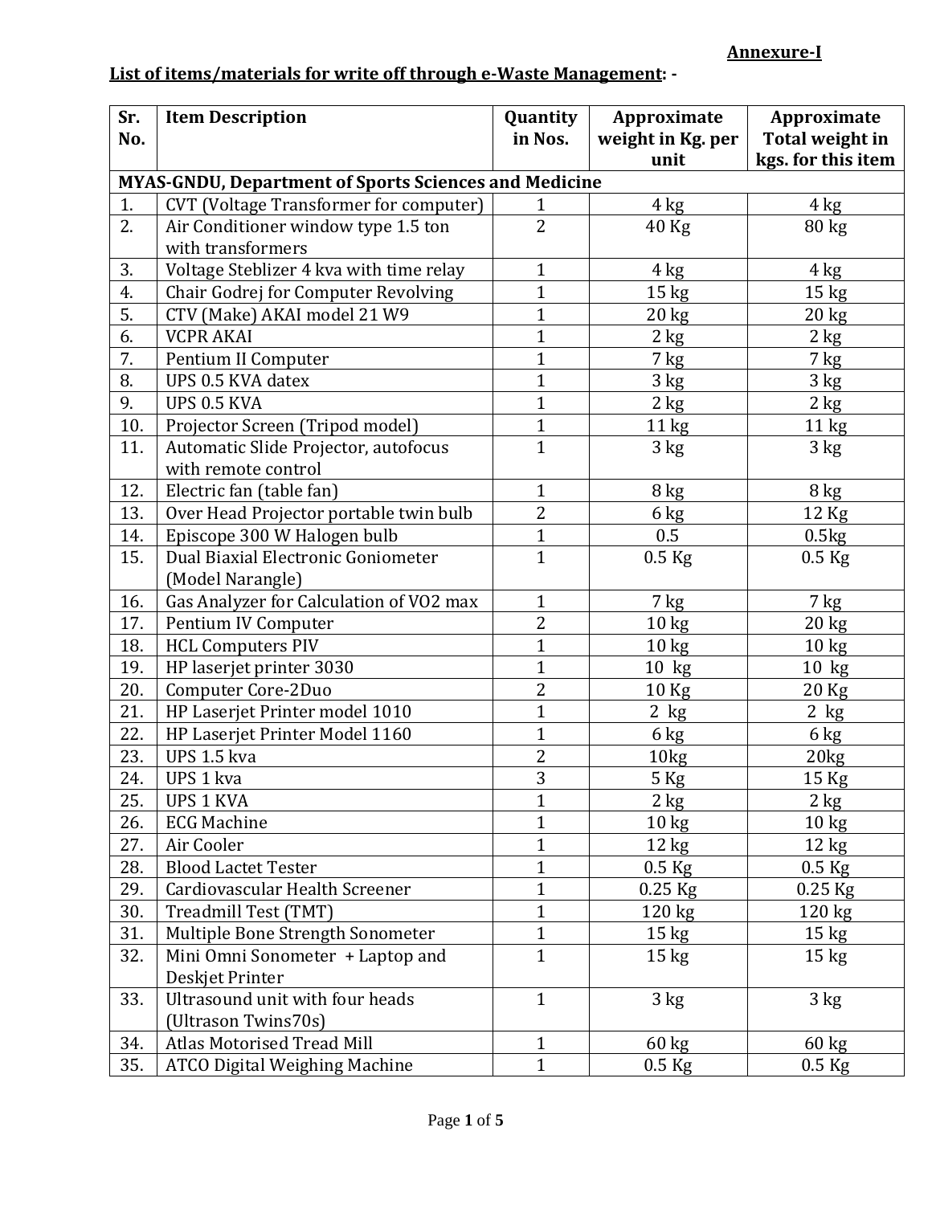**Annexure-I**

**List of items/materials for write off through e-Waste Management: -**

| Sr. No. | Item Description | Quantity in Nos. | Approximate weight in Kg. per unit | Approximate Total weight in kgs. for this item |
|---|---|---|---|---|
| **MYAS-GNDU, Department of Sports Sciences and Medicine** | | | | |
| 1. | CVT (Voltage Transformer for computer) | 1 | 4 kg | 4 kg |
| 2. | Air Conditioner window type 1.5 ton with transformers | 2 | 40 Kg | 80 kg |
| 3. | Voltage Steblizer 4 kva with time relay | 1 | 4 kg | 4 kg |
| 4. | Chair Godrej for Computer Revolving | 1 | 15 kg | 15 kg |
| 5. | CTV (Make) AKAI model 21 W9 | 1 | 20 kg | 20 kg |
| 6. | VCPR AKAI | 1 | 2 kg | 2 kg |
| 7. | Pentium II Computer | 1 | 7 kg | 7 kg |
| 8. | UPS 0.5 KVA datex | 1 | 3 kg | 3 kg |
| 9. | UPS 0.5 KVA | 1 | 2 kg | 2 kg |
| 10. | Projector Screen (Tripod model) | 1 | 11 kg | 11 kg |
| 11. | Automatic Slide Projector, autofocus with remote control | 1 | 3 kg | 3 kg |
| 12. | Electric fan (table fan) | 1 | 8 kg | 8 kg |
| 13. | Over Head Projector portable twin bulb | 2 | 6 kg | 12 Kg |
| 14. | Episcope 300 W Halogen bulb | 1 | 0.5 | 0.5kg |
| 15. | Dual Biaxial Electronic Goniometer (Model Narangle) | 1 | 0.5 Kg | 0.5 Kg |
| 16. | Gas Analyzer for Calculation of VO2 max | 1 | 7 kg | 7 kg |
| 17. | Pentium IV Computer | 2 | 10 kg | 20 kg |
| 18. | HCL Computers PIV | 1 | 10 kg | 10 kg |
| 19. | HP laserjet printer 3030 | 1 | 10 kg | 10 kg |
| 20. | Computer Core-2Duo | 2 | 10 Kg | 20 Kg |
| 21. | HP Laserjet Printer model 1010 | 1 | 2 kg | 2 kg |
| 22. | HP Laserjet Printer Model 1160 | 1 | 6 kg | 6 kg |
| 23. | UPS 1.5 kva | 2 | 10kg | 20kg |
| 24. | UPS 1 kva | 3 | 5 Kg | 15 Kg |
| 25. | UPS 1 KVA | 1 | 2 kg | 2 kg |
| 26. | ECG Machine | 1 | 10 kg | 10 kg |
| 27. | Air Cooler | 1 | 12 kg | 12 kg |
| 28. | Blood Lactet Tester | 1 | 0.5 Kg | 0.5 Kg |
| 29. | Cardiovascular Health Screener | 1 | 0.25 Kg | 0.25 Kg |
| 30. | Treadmill Test (TMT) | 1 | 120 kg | 120 kg |
| 31. | Multiple Bone Strength Sonometer | 1 | 15 kg | 15 kg |
| 32. | Mini Omni Sonometer + Laptop and Deskjet Printer | 1 | 15 kg | 15 kg |
| 33. | Ultrasound unit with four heads (Ultrason Twins70s) | 1 | 3 kg | 3 kg |
| 34. | Atlas Motorised Tread Mill | 1 | 60 kg | 60 kg |
| 35. | ATCO Digital Weighing Machine | 1 | 0.5 Kg | 0.5 Kg |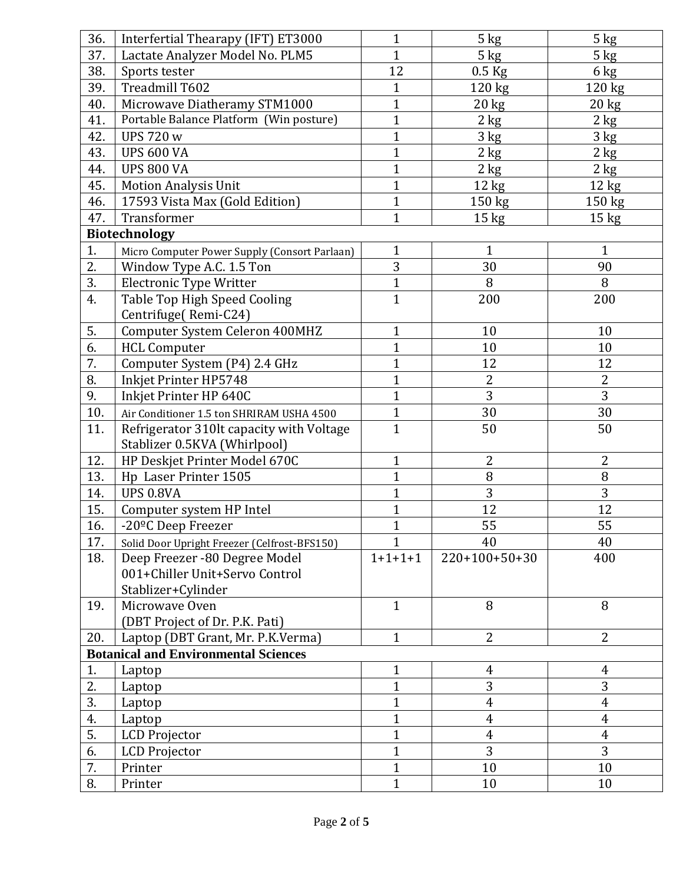| | | | | |
|---|---|---|---|---|
| 36. | Interfertial Thearapy (IFT) ET3000 | 1 | 5 kg | 5 kg |
| 37. | Lactate Analyzer Model No. PLM5 | 1 | 5 kg | 5 kg |
| 38. | Sports tester | 12 | 0.5 Kg | 6 kg |
| 39. | Treadmill T602 | 1 | 120 kg | 120 kg |
| 40. | Microwave Diatheramy STM1000 | 1 | 20 kg | 20 kg |
| 41. | Portable Balance Platform (Win posture) | 1 | 2 kg | 2 kg |
| 42. | UPS 720 w | 1 | 3 kg | 3 kg |
| 43. | UPS 600 VA | 1 | 2 kg | 2 kg |
| 44. | UPS 800 VA | 1 | 2 kg | 2 kg |
| 45. | Motion Analysis Unit | 1 | 12 kg | 12 kg |
| 46. | 17593 Vista Max (Gold Edition) | 1 | 150 kg | 150 kg |
| 47. | Transformer | 1 | 15 kg | 15 kg |
| **Biotechnology** | | | | |
| 1. | Micro Computer Power Supply (Consort Parlaan) | 1 | 1 | 1 |
| 2. | Window Type A.C. 1.5 Ton | 3 | 30 | 90 |
| 3. | Electronic Type Writter | 1 | 8 | 8 |
| 4. | Table Top High Speed Cooling Centrifuge( Remi-C24) | 1 | 200 | 200 |
| 5. | Computer System Celeron 400MHZ | 1 | 10 | 10 |
| 6. | HCL Computer | 1 | 10 | 10 |
| 7. | Computer System (P4) 2.4 GHz | 1 | 12 | 12 |
| 8. | Inkjet Printer HP5748 | 1 | 2 | 2 |
| 9. | Inkjet Printer HP 640C | 1 | 3 | 3 |
| 10. | Air Conditioner 1.5 ton SHRIRAM USHA 4500 | 1 | 30 | 30 |
| 11. | Refrigerator 310lt capacity with Voltage Stablizer 0.5KVA (Whirlpool) | 1 | 50 | 50 |
| 12. | HP Deskjet Printer Model 670C | 1 | 2 | 2 |
| 13. | Hp Laser Printer 1505 | 1 | 8 | 8 |
| 14. | UPS 0.8VA | 1 | 3 | 3 |
| 15. | Computer system HP Intel | 1 | 12 | 12 |
| 16. | -20ºC Deep Freezer | 1 | 55 | 55 |
| 17. | Solid Door Upright Freezer (Celfrost-BFS150) | 1 | 40 | 40 |
| 18. | Deep Freezer -80 Degree Model 001+Chiller Unit+Servo Control Stablizer+Cylinder | 1+1+1+1 | 220+100+50+30 | 400 |
| 19. | Microwave Oven (DBT Project of Dr. P.K. Pati) | 1 | 8 | 8 |
| 20. | Laptop (DBT Grant, Mr. P.K.Verma) | 1 | 2 | 2 |
| **Botanical and Environmental Sciences** | | | | |
| 1. | Laptop | 1 | 4 | 4 |
| 2. | Laptop | 1 | 3 | 3 |
| 3. | Laptop | 1 | 4 | 4 |
| 4. | Laptop | 1 | 4 | 4 |
| 5. | LCD Projector | 1 | 4 | 4 |
| 6. | LCD Projector | 1 | 3 | 3 |
| 7. | Printer | 1 | 10 | 10 |
| 8. | Printer | 1 | 10 | 10 |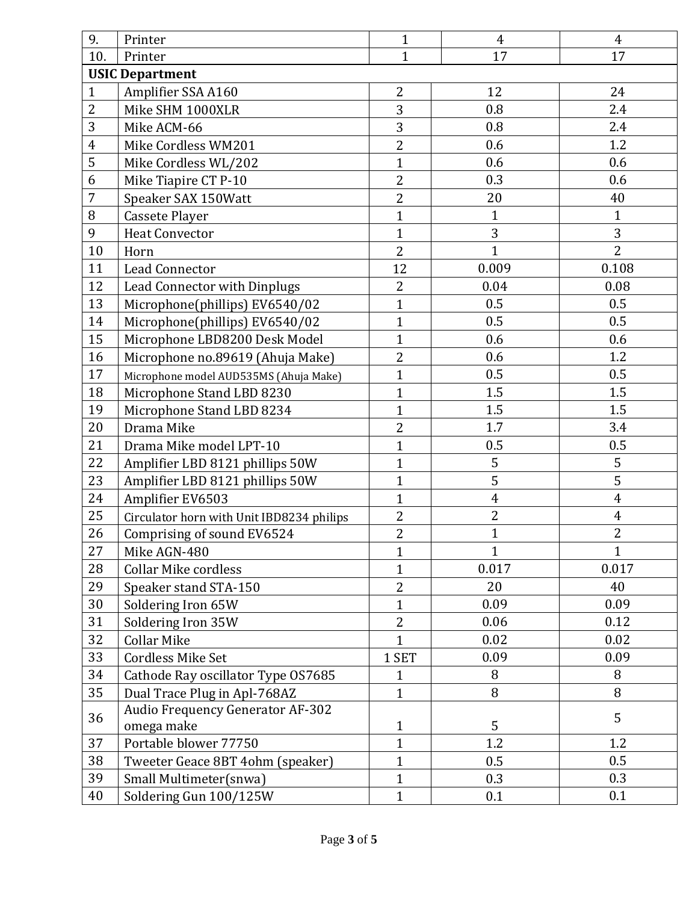| | | | | |
|---|---|---|---|---|
| 9. | Printer | 1 | 4 | 4 |
| 10. | Printer | 1 | 17 | 17 |
| **USIC Department** | | | | |
| 1 | Amplifier SSA A160 | 2 | 12 | 24 |
| 2 | Mike SHM 1000XLR | 3 | 0.8 | 2.4 |
| 3 | Mike ACM-66 | 3 | 0.8 | 2.4 |
| 4 | Mike Cordless WM201 | 2 | 0.6 | 1.2 |
| 5 | Mike Cordless WL/202 | 1 | 0.6 | 0.6 |
| 6 | Mike Tiapire CT P-10 | 2 | 0.3 | 0.6 |
| 7 | Speaker SAX 150Watt | 2 | 20 | 40 |
| 8 | Cassete Player | 1 | 1 | 1 |
| 9 | Heat Convector | 1 | 3 | 3 |
| 10 | Horn | 2 | 1 | 2 |
| 11 | Lead Connector | 12 | 0.009 | 0.108 |
| 12 | Lead Connector with Dinplugs | 2 | 0.04 | 0.08 |
| 13 | Microphone(phillips) EV6540/02 | 1 | 0.5 | 0.5 |
| 14 | Microphone(phillips) EV6540/02 | 1 | 0.5 | 0.5 |
| 15 | Microphone LBD8200 Desk Model | 1 | 0.6 | 0.6 |
| 16 | Microphone no.89619 (Ahuja Make) | 2 | 0.6 | 1.2 |
| 17 | Microphone model AUD535MS (Ahuja Make) | 1 | 0.5 | 0.5 |
| 18 | Microphone Stand LBD 8230 | 1 | 1.5 | 1.5 |
| 19 | Microphone Stand LBD 8234 | 1 | 1.5 | 1.5 |
| 20 | Drama Mike | 2 | 1.7 | 3.4 |
| 21 | Drama Mike model LPT-10 | 1 | 0.5 | 0.5 |
| 22 | Amplifier LBD 8121 phillips 50W | 1 | 5 | 5 |
| 23 | Amplifier LBD 8121 phillips 50W | 1 | 5 | 5 |
| 24 | Amplifier EV6503 | 1 | 4 | 4 |
| 25 | Circulator horn with Unit IBD8234 philips | 2 | 2 | 4 |
| 26 | Comprising of sound EV6524 | 2 | 1 | 2 |
| 27 | Mike AGN-480 | 1 | 1 | 1 |
| 28 | Collar Mike cordless | 1 | 0.017 | 0.017 |
| 29 | Speaker stand STA-150 | 2 | 20 | 40 |
| 30 | Soldering Iron 65W | 1 | 0.09 | 0.09 |
| 31 | Soldering Iron 35W | 2 | 0.06 | 0.12 |
| 32 | Collar Mike | 1 | 0.02 | 0.02 |
| 33 | Cordless Mike Set | 1 SET | 0.09 | 0.09 |
| 34 | Cathode Ray oscillator Type OS7685 | 1 | 8 | 8 |
| 35 | Dual Trace Plug in Apl-768AZ | 1 | 8 | 8 |
| 36 | Audio Frequency Generator AF-302 omega make | 1 | 5 | 5 |
| 37 | Portable blower 77750 | 1 | 1.2 | 1.2 |
| 38 | Tweeter Geace 8BT 4ohm (speaker) | 1 | 0.5 | 0.5 |
| 39 | Small Multimeter(snwa) | 1 | 0.3 | 0.3 |
| 40 | Soldering Gun 100/125W | 1 | 0.1 | 0.1 |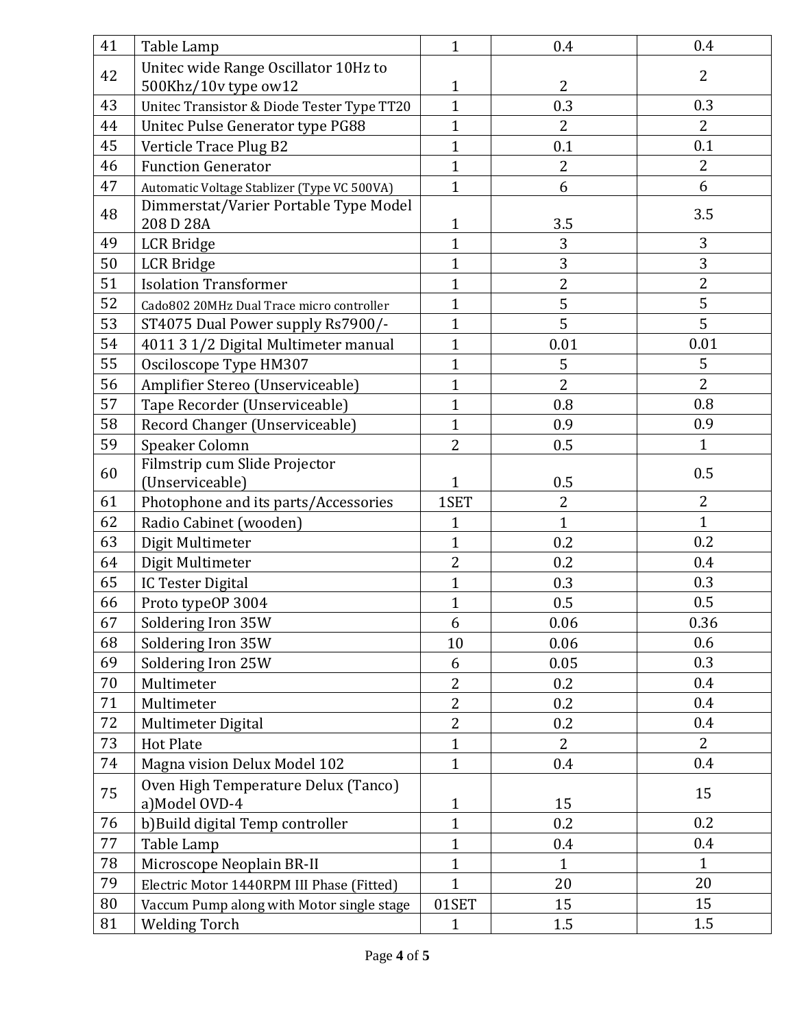| | | | | |
|---|---|---|---|---|
| 41 | Table Lamp | 1 | 0.4 | 0.4 |
| 42 | Unitec wide Range Oscillator 10Hz to 500Khz/10v type ow12 | 1 | 2 | 2 |
| 43 | Unitec Transistor & Diode Tester Type TT20 | 1 | 0.3 | 0.3 |
| 44 | Unitec Pulse Generator type PG88 | 1 | 2 | 2 |
| 45 | Verticle Trace Plug B2 | 1 | 0.1 | 0.1 |
| 46 | Function Generator | 1 | 2 | 2 |
| 47 | Automatic Voltage Stablizer (Type VC 500VA) | 1 | 6 | 6 |
| 48 | Dimmerstat/Varier Portable Type Model 208 D 28A | 1 | 3.5 | 3.5 |
| 49 | LCR Bridge | 1 | 3 | 3 |
| 50 | LCR Bridge | 1 | 3 | 3 |
| 51 | Isolation Transformer | 1 | 2 | 2 |
| 52 | Cado802 20MHz Dual Trace micro controller | 1 | 5 | 5 |
| 53 | ST4075 Dual Power supply Rs7900/- | 1 | 5 | 5 |
| 54 | 4011 3 1/2 Digital Multimeter manual | 1 | 0.01 | 0.01 |
| 55 | Osciloscope Type HM307 | 1 | 5 | 5 |
| 56 | Amplifier Stereo (Unserviceable) | 1 | 2 | 2 |
| 57 | Tape Recorder (Unserviceable) | 1 | 0.8 | 0.8 |
| 58 | Record Changer (Unserviceable) | 1 | 0.9 | 0.9 |
| 59 | Speaker Colomn | 2 | 0.5 | 1 |
| 60 | Filmstrip cum Slide Projector (Unserviceable) | 1 | 0.5 | 0.5 |
| 61 | Photophone and its parts/Accessories | 1SET | 2 | 2 |
| 62 | Radio Cabinet (wooden) | 1 | 1 | 1 |
| 63 | Digit Multimeter | 1 | 0.2 | 0.2 |
| 64 | Digit Multimeter | 2 | 0.2 | 0.4 |
| 65 | IC Tester Digital | 1 | 0.3 | 0.3 |
| 66 | Proto typeOP 3004 | 1 | 0.5 | 0.5 |
| 67 | Soldering Iron 35W | 6 | 0.06 | 0.36 |
| 68 | Soldering Iron 35W | 10 | 0.06 | 0.6 |
| 69 | Soldering Iron 25W | 6 | 0.05 | 0.3 |
| 70 | Multimeter | 2 | 0.2 | 0.4 |
| 71 | Multimeter | 2 | 0.2 | 0.4 |
| 72 | Multimeter Digital | 2 | 0.2 | 0.4 |
| 73 | Hot Plate | 1 | 2 | 2 |
| 74 | Magna vision Delux Model 102 | 1 | 0.4 | 0.4 |
| 75 | Oven High Temperature Delux (Tanco) a)Model OVD-4 | 1 | 15 | 15 |
| 76 | b)Build digital Temp controller | 1 | 0.2 | 0.2 |
| 77 | Table Lamp | 1 | 0.4 | 0.4 |
| 78 | Microscope Neoplain BR-II | 1 | 1 | 1 |
| 79 | Electric Motor 1440RPM III Phase (Fitted) | 1 | 20 | 20 |
| 80 | Vaccum Pump along with Motor single stage | 01SET | 15 | 15 |
| 81 | Welding Torch | 1 | 1.5 | 1.5 |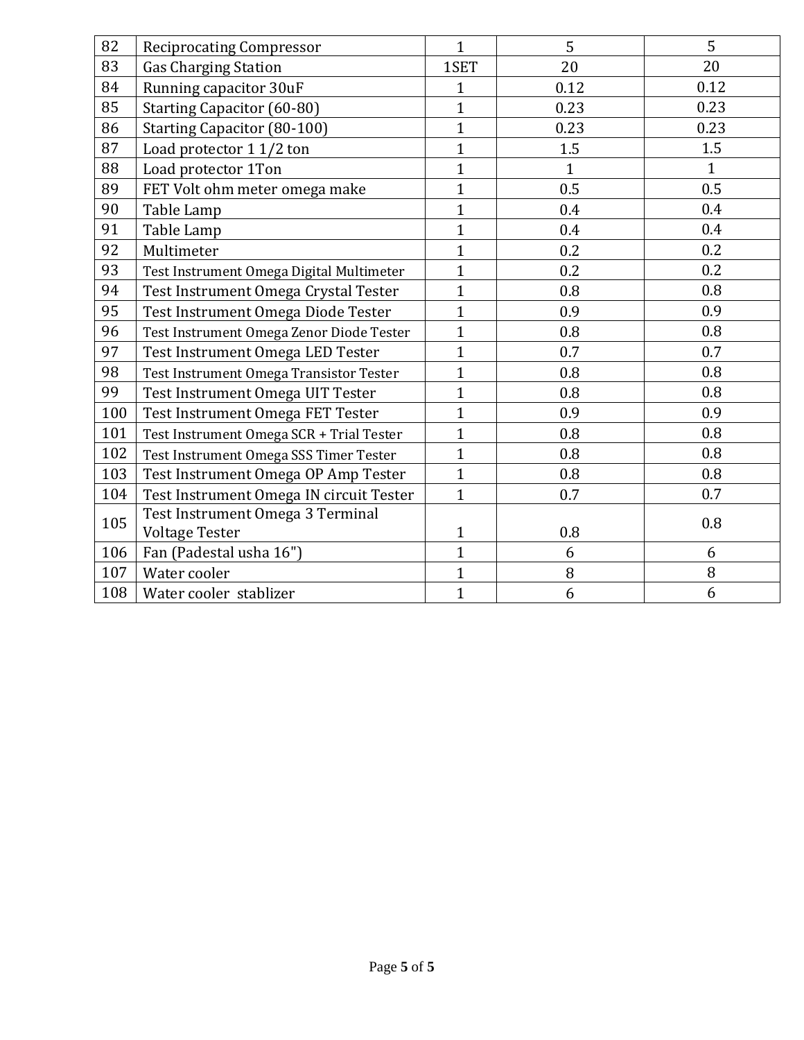| | | | | |
|---|---|---|---|---|
| 82 | Reciprocating Compressor | 1 | 5 | 5 |
| 83 | Gas Charging Station | 1SET | 20 | 20 |
| 84 | Running capacitor 30uF | 1 | 0.12 | 0.12 |
| 85 | Starting Capacitor (60-80) | 1 | 0.23 | 0.23 |
| 86 | Starting Capacitor (80-100) | 1 | 0.23 | 0.23 |
| 87 | Load protector 1 1/2 ton | 1 | 1.5 | 1.5 |
| 88 | Load protector 1Ton | 1 | 1 | 1 |
| 89 | FET Volt ohm meter omega make | 1 | 0.5 | 0.5 |
| 90 | Table Lamp | 1 | 0.4 | 0.4 |
| 91 | Table Lamp | 1 | 0.4 | 0.4 |
| 92 | Multimeter | 1 | 0.2 | 0.2 |
| 93 | Test Instrument Omega Digital Multimeter | 1 | 0.2 | 0.2 |
| 94 | Test Instrument Omega Crystal Tester | 1 | 0.8 | 0.8 |
| 95 | Test Instrument Omega Diode Tester | 1 | 0.9 | 0.9 |
| 96 | Test Instrument Omega Zenor Diode Tester | 1 | 0.8 | 0.8 |
| 97 | Test Instrument Omega LED Tester | 1 | 0.7 | 0.7 |
| 98 | Test Instrument Omega Transistor Tester | 1 | 0.8 | 0.8 |
| 99 | Test Instrument Omega UIT Tester | 1 | 0.8 | 0.8 |
| 100 | Test Instrument Omega FET Tester | 1 | 0.9 | 0.9 |
| 101 | Test Instrument Omega SCR + Trial Tester | 1 | 0.8 | 0.8 |
| 102 | Test Instrument Omega SSS Timer Tester | 1 | 0.8 | 0.8 |
| 103 | Test Instrument Omega OP Amp Tester | 1 | 0.8 | 0.8 |
| 104 | Test Instrument Omega IN circuit Tester | 1 | 0.7 | 0.7 |
| 105 | Test Instrument Omega 3 Terminal Voltage Tester | 1 | 0.8 | 0.8 |
| 106 | Fan (Padestal usha 16") | 1 | 6 | 6 |
| 107 | Water cooler | 1 | 8 | 8 |
| 108 | Water cooler stablizer | 1 | 6 | 6 |